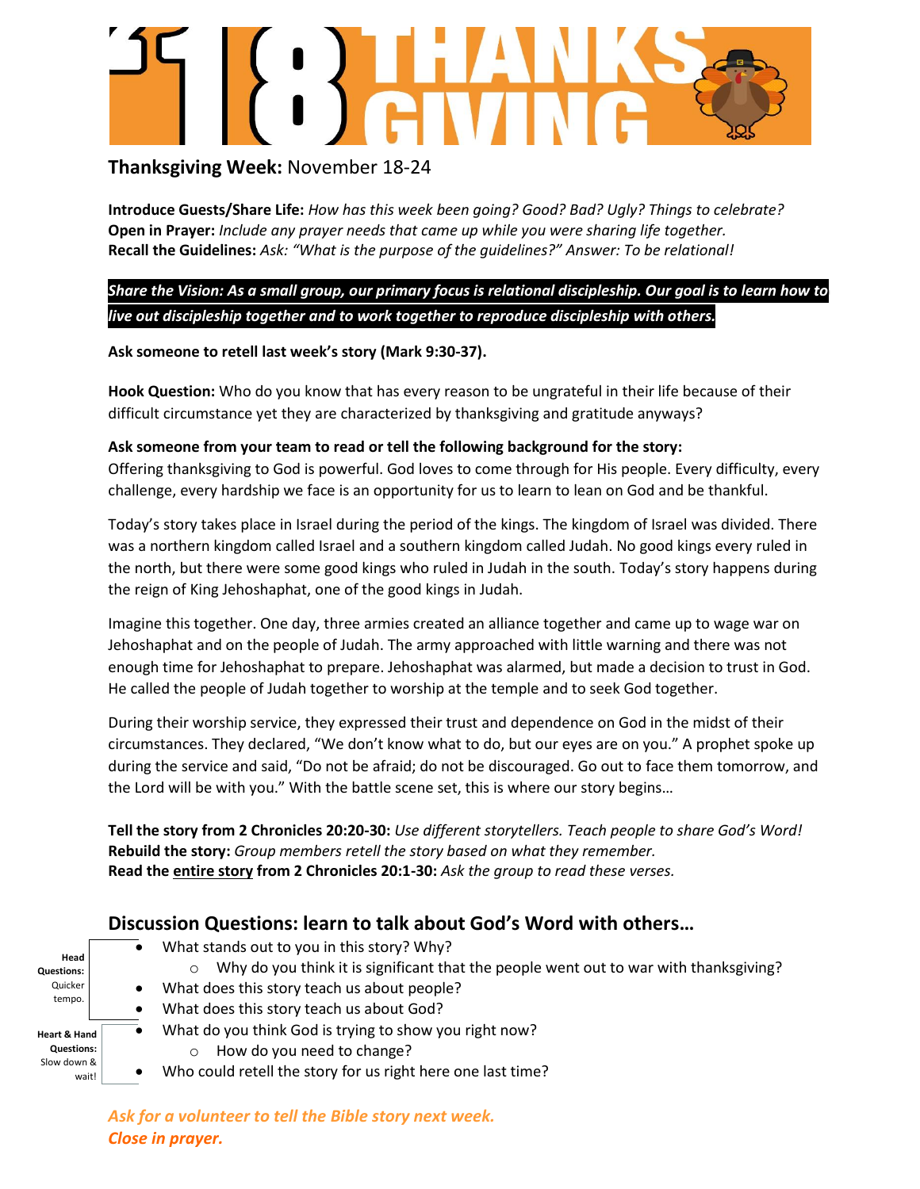# 18 THANKSGIVING

## Thanksgiving Week: November 18-24

**Introduce Guests/Share Life:** *How has this week been going? Good? Bad? Ugly? Things to celebrate?*
**Open in Prayer:** *Include any prayer needs that came up while you were sharing life together.*
**Recall the Guidelines:** *Ask: "What is the purpose of the guidelines?" Answer: To be relational!*

***Share the Vision: As a small group, our primary focus is relational discipleship. Our goal is to learn how to live out discipleship together and to work together to reproduce discipleship with others.***

**Ask someone to retell last week's story (Mark 9:30-37).**

**Hook Question:** Who do you know that has every reason to be ungrateful in their life because of their difficult circumstance yet they are characterized by thanksgiving and gratitude anyways?

**Ask someone from your team to read or tell the following background for the story:**
Offering thanksgiving to God is powerful. God loves to come through for His people. Every difficulty, every challenge, every hardship we face is an opportunity for us to learn to lean on God and be thankful.

Today's story takes place in Israel during the period of the kings. The kingdom of Israel was divided. There was a northern kingdom called Israel and a southern kingdom called Judah. No good kings every ruled in the north, but there were some good kings who ruled in Judah in the south. Today's story happens during the reign of King Jehoshaphat, one of the good kings in Judah.

Imagine this together. One day, three armies created an alliance together and came up to wage war on Jehoshaphat and on the people of Judah. The army approached with little warning and there was not enough time for Jehoshaphat to prepare. Jehoshaphat was alarmed, but made a decision to trust in God. He called the people of Judah together to worship at the temple and to seek God together.

During their worship service, they expressed their trust and dependence on God in the midst of their circumstances. They declared, "We don't know what to do, but our eyes are on you." A prophet spoke up during the service and said, "Do not be afraid; do not be discouraged. Go out to face them tomorrow, and the Lord will be with you." With the battle scene set, this is where our story begins…

**Tell the story from 2 Chronicles 20:20-30:** *Use different storytellers. Teach people to share God's Word!*
**Rebuild the story:** *Group members retell the story based on what they remember.*
**Read the entire story from 2 Chronicles 20:1-30:** *Ask the group to read these verses.*

## Discussion Questions: learn to talk about God's Word with others…

**Head Questions:** Quicker tempo.

- What stands out to you in this story? Why?
  - Why do you think it is significant that the people went out to war with thanksgiving?
- What does this story teach us about people?
- What does this story teach us about God?

**Heart & Hand Questions:** Slow down & wait!

- What do you think God is trying to show you right now?
  - How do you need to change?
- Who could retell the story for us right here one last time?

***Ask for a volunteer to tell the Bible story next week.***
***Close in prayer.***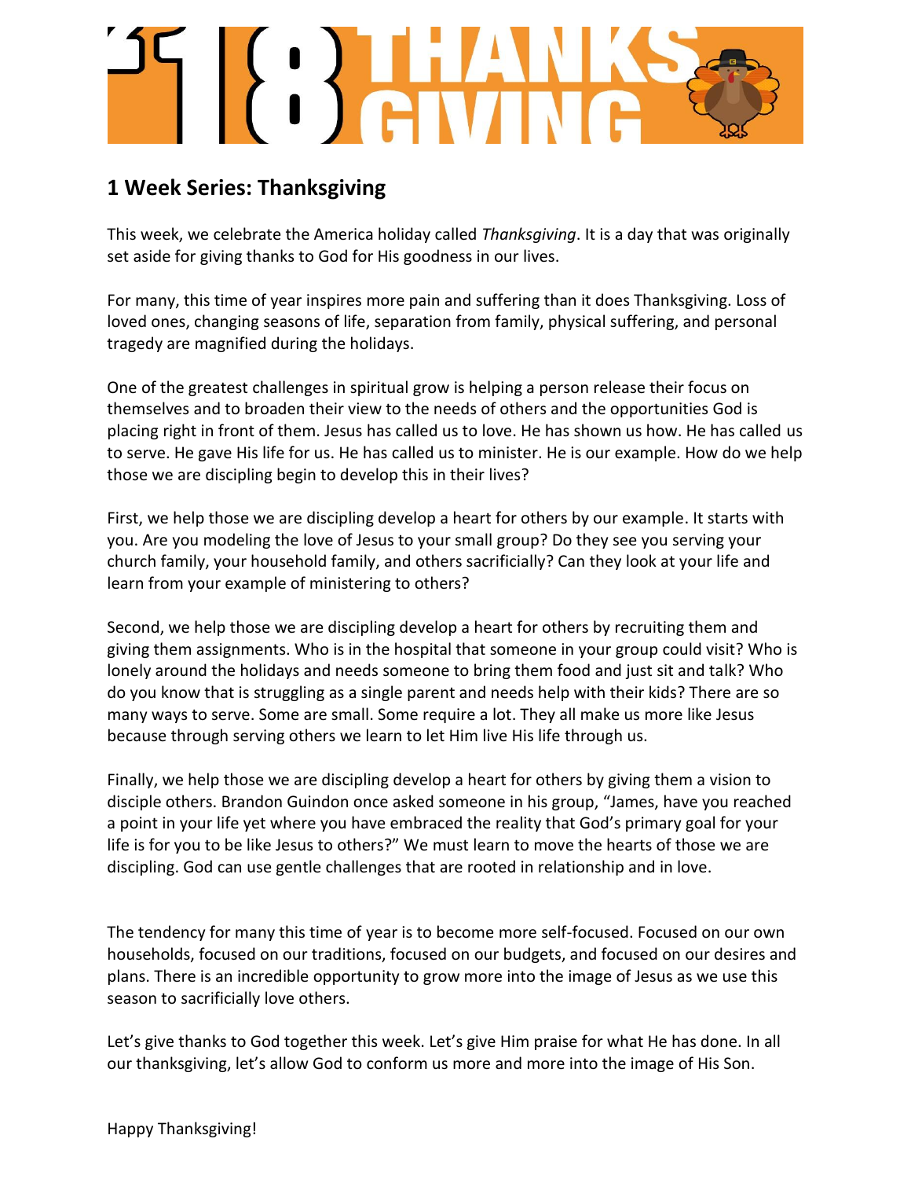## 1 Week Series: Thanksgiving

This week, we celebrate the America holiday called *Thanksgiving*. It is a day that was originally set aside for giving thanks to God for His goodness in our lives.

For many, this time of year inspires more pain and suffering than it does Thanksgiving. Loss of loved ones, changing seasons of life, separation from family, physical suffering, and personal tragedy are magnified during the holidays.

One of the greatest challenges in spiritual grow is helping a person release their focus on themselves and to broaden their view to the needs of others and the opportunities God is placing right in front of them. Jesus has called us to love. He has shown us how. He has called us to serve. He gave His life for us. He has called us to minister. He is our example. How do we help those we are discipling begin to develop this in their lives?

First, we help those we are discipling develop a heart for others by our example. It starts with you. Are you modeling the love of Jesus to your small group? Do they see you serving your church family, your household family, and others sacrificially? Can they look at your life and learn from your example of ministering to others?

Second, we help those we are discipling develop a heart for others by recruiting them and giving them assignments. Who is in the hospital that someone in your group could visit? Who is lonely around the holidays and needs someone to bring them food and just sit and talk? Who do you know that is struggling as a single parent and needs help with their kids? There are so many ways to serve. Some are small. Some require a lot. They all make us more like Jesus because through serving others we learn to let Him live His life through us.

Finally, we help those we are discipling develop a heart for others by giving them a vision to disciple others. Brandon Guindon once asked someone in his group, "James, have you reached a point in your life yet where you have embraced the reality that God's primary goal for your life is for you to be like Jesus to others?" We must learn to move the hearts of those we are discipling. God can use gentle challenges that are rooted in relationship and in love.

The tendency for many this time of year is to become more self-focused. Focused on our own households, focused on our traditions, focused on our budgets, and focused on our desires and plans. There is an incredible opportunity to grow more into the image of Jesus as we use this season to sacrificially love others.

Let's give thanks to God together this week. Let's give Him praise for what He has done. In all our thanksgiving, let's allow God to conform us more and more into the image of His Son.

Happy Thanksgiving!